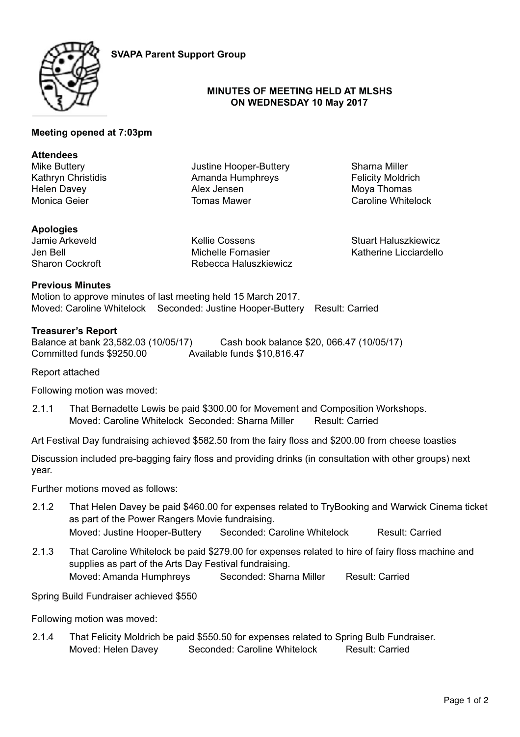**SVAPA Parent Support Group**

**MINUTES OF MEETING HELD AT MLSHS ON WEDNESDAY 10 May 2017**

**Meeting opened at 7:03pm**

**Attendees**

| | | |
|---|---|---|
| Mike Buttery | Justine Hooper-Buttery | Sharna Miller |
| Kathryn Christidis | Amanda Humphreys | Felicity Moldrich |
| Helen Davey | Alex Jensen | Moya Thomas |
| Monica Geier | Tomas Mawer | Caroline Whitelock |

**Apologies**

| | | |
|---|---|---|
| Jamie Arkeveld | Kellie Cossens | Stuart Haluszkiewicz |
| Jen Bell | Michelle Fornasier | Katherine Licciardello |
| Sharon Cockroft | Rebecca Haluszkiewicz | |

**Previous Minutes**

Motion to approve minutes of last meeting held 15 March 2017.
Moved: Caroline Whitelock Seconded: Justine Hooper-Buttery Result: Carried

**Treasurer's Report**

Balance at bank 23,582.03 (10/05/17) Cash book balance $20, 066.47 (10/05/17)
Committed funds $9250.00 Available funds $10,816.47

Report attached

Following motion was moved:

2.1.1 That Bernadette Lewis be paid $300.00 for Movement and Composition Workshops.
Moved: Caroline Whitelock Seconded: Sharna Miller Result: Carried

Art Festival Day fundraising achieved $582.50 from the fairy floss and $200.00 from cheese toasties

Discussion included pre-bagging fairy floss and providing drinks (in consultation with other groups) next year.

Further motions moved as follows:

2.1.2 That Helen Davey be paid $460.00 for expenses related to TryBooking and Warwick Cinema ticket as part of the Power Rangers Movie fundraising.
Moved: Justine Hooper-Buttery Seconded: Caroline Whitelock Result: Carried

2.1.3 That Caroline Whitelock be paid $279.00 for expenses related to hire of fairy floss machine and supplies as part of the Arts Day Festival fundraising.
Moved: Amanda Humphreys Seconded: Sharna Miller Result: Carried

Spring Build Fundraiser achieved $550

Following motion was moved:

2.1.4 That Felicity Moldrich be paid $550.50 for expenses related to Spring Bulb Fundraiser.
Moved: Helen Davey Seconded: Caroline Whitelock Result: Carried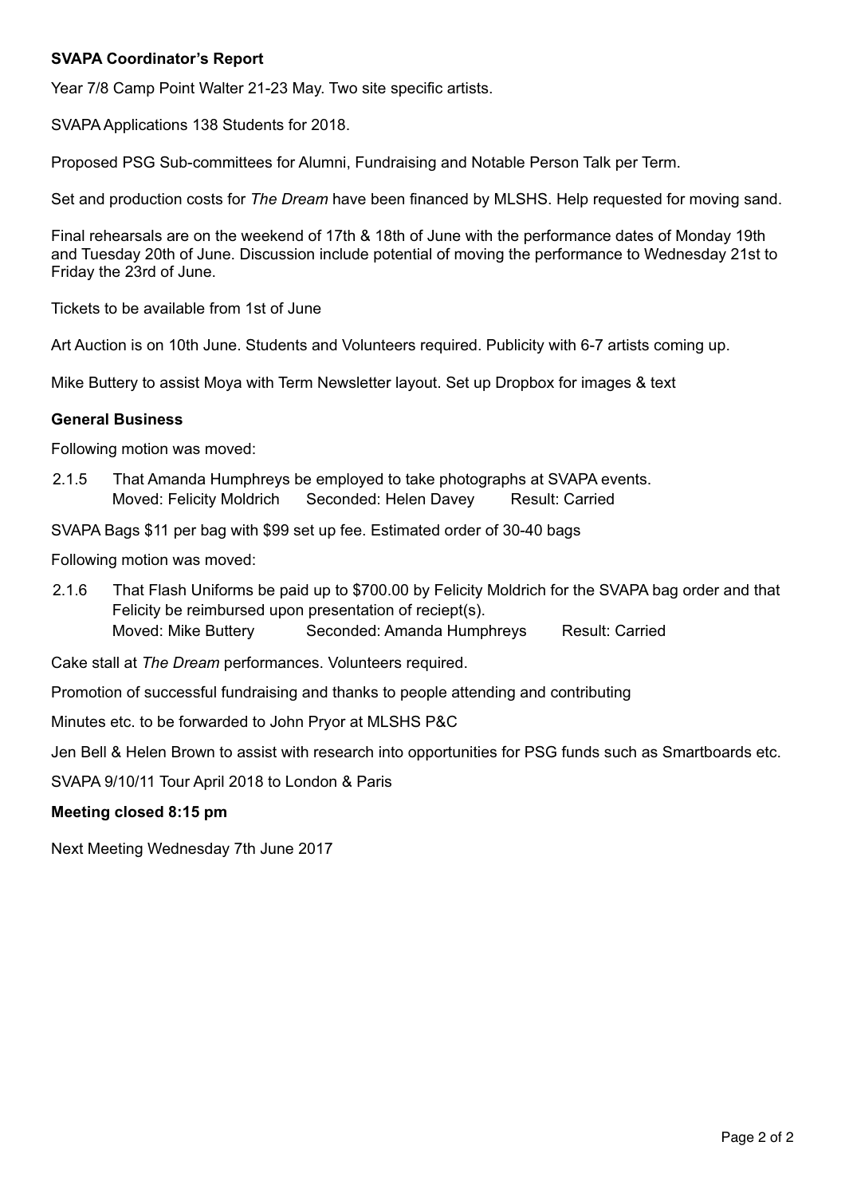**SVAPA Coordinator's Report**

Year 7/8 Camp Point Walter 21-23 May. Two site specific artists.

SVAPA Applications 138 Students for 2018.

Proposed PSG Sub-committees for Alumni, Fundraising and Notable Person Talk per Term.

Set and production costs for *The Dream* have been financed by MLSHS. Help requested for moving sand.

Final rehearsals are on the weekend of 17th & 18th of June with the performance dates of Monday 19th and Tuesday 20th of June. Discussion include potential of moving the performance to Wednesday 21st to Friday the 23rd of June.

Tickets to be available from 1st of June

Art Auction is on 10th June. Students and Volunteers required. Publicity with 6-7 artists coming up.

Mike Buttery to assist Moya with Term Newsletter layout. Set up Dropbox for images & text

**General Business**

Following motion was moved:

2.1.5 That Amanda Humphreys be employed to take photographs at SVAPA events.
Moved: Felicity Moldrich Seconded: Helen Davey Result: Carried

SVAPA Bags $11 per bag with $99 set up fee. Estimated order of 30-40 bags

Following motion was moved:

2.1.6 That Flash Uniforms be paid up to $700.00 by Felicity Moldrich for the SVAPA bag order and that Felicity be reimbursed upon presentation of reciept(s).
Moved: Mike Buttery Seconded: Amanda Humphreys Result: Carried

Cake stall at *The Dream* performances. Volunteers required.

Promotion of successful fundraising and thanks to people attending and contributing

Minutes etc. to be forwarded to John Pryor at MLSHS P&C

Jen Bell & Helen Brown to assist with research into opportunities for PSG funds such as Smartboards etc.

SVAPA 9/10/11 Tour April 2018 to London & Paris

**Meeting closed 8:15 pm**

Next Meeting Wednesday 7th June 2017